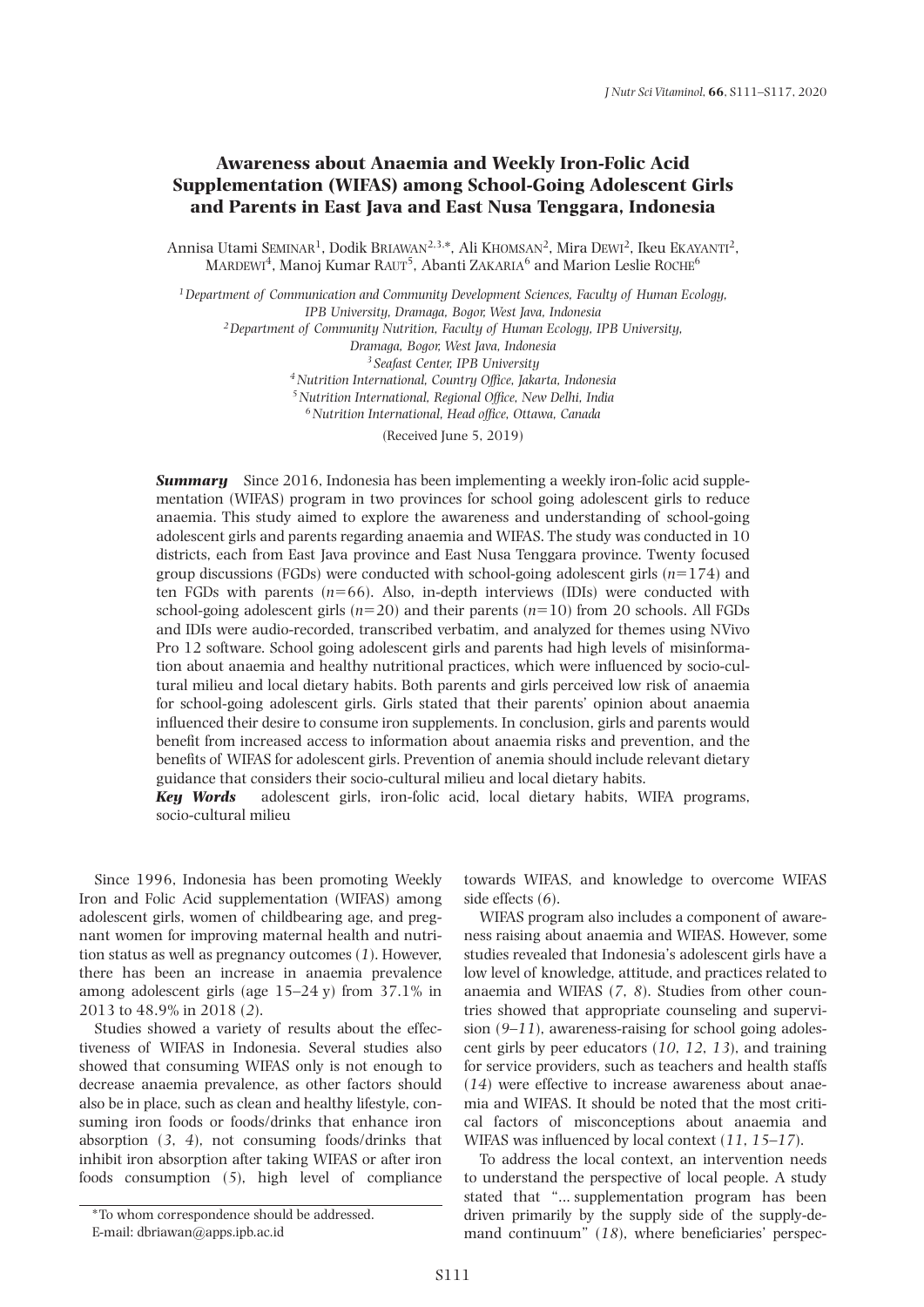# Awareness about Anaemia and Weekly Iron-Folic Acid Supplementation (WIFAS) among School-Going Adolescent Girls and Parents in East Java and East Nusa Tenggara, Indonesia

Annisa Utami SEMINAR[1], Dodik BRIAWAN[2,3,*], Ali KHOMSAN[2], Mira DEWI[2], Ikeu EKAYANTI[2], MARDEWI[4], Manoj Kumar RAUT[5], Abanti ZAKARIA[6] and Marion Leslie ROCHE[6]

[1] *Department of Communication and Community Development Sciences, Faculty of Human Ecology, IPB University, Dramaga, Bogor, West Java, Indonesia*
[2] *Department of Community Nutrition, Faculty of Human Ecology, IPB University, Dramaga, Bogor, West Java, Indonesia*
[3] *Seafast Center, IPB University*
[4] *Nutrition International, Country Office, Jakarta, Indonesia*
[5] *Nutrition International, Regional Office, New Delhi, India*
[6] *Nutrition International, Head office, Ottawa, Canada*

(Received June 5, 2019)

***Summary*** Since 2016, Indonesia has been implementing a weekly iron-folic acid supplementation (WIFAS) program in two provinces for school going adolescent girls to reduce anaemia. This study aimed to explore the awareness and understanding of school-going adolescent girls and parents regarding anaemia and WIFAS. The study was conducted in 10 districts, each from East Java province and East Nusa Tenggara province. Twenty focused group discussions (FGDs) were conducted with school-going adolescent girls ($n=174$) and ten FGDs with parents ($n=66$). Also, in-depth interviews (IDIs) were conducted with school-going adolescent girls ($n=20$) and their parents ($n=10$) from 20 schools. All FGDs and IDIs were audio-recorded, transcribed verbatim, and analyzed for themes using NVivo Pro 12 software. School going adolescent girls and parents had high levels of misinformation about anaemia and healthy nutritional practices, which were influenced by socio-cultural milieu and local dietary habits. Both parents and girls perceived low risk of anaemia for school-going adolescent girls. Girls stated that their parents' opinion about anaemia influenced their desire to consume iron supplements. In conclusion, girls and parents would benefit from increased access to information about anaemia risks and prevention, and the benefits of WIFAS for adolescent girls. Prevention of anemia should include relevant dietary guidance that considers their socio-cultural milieu and local dietary habits.

***Key Words*** adolescent girls, iron-folic acid, local dietary habits, WIFA programs, socio-cultural milieu

Since 1996, Indonesia has been promoting Weekly Iron and Folic Acid supplementation (WIFAS) among adolescent girls, women of childbearing age, and pregnant women for improving maternal health and nutrition status as well as pregnancy outcomes (*1*). However, there has been an increase in anaemia prevalence among adolescent girls (age 15–24 y) from 37.1% in 2013 to 48.9% in 2018 (*2*).

Studies showed a variety of results about the effectiveness of WIFAS in Indonesia. Several studies also showed that consuming WIFAS only is not enough to decrease anaemia prevalence, as other factors should also be in place, such as clean and healthy lifestyle, consuming iron foods or foods/drinks that enhance iron absorption (*3*, *4*), not consuming foods/drinks that inhibit iron absorption after taking WIFAS or after iron foods consumption (*5*), high level of compliance towards WIFAS, and knowledge to overcome WIFAS side effects (*6*).

WIFAS program also includes a component of awareness raising about anaemia and WIFAS. However, some studies revealed that Indonesia's adolescent girls have a low level of knowledge, attitude, and practices related to anaemia and WIFAS (*7*, *8*). Studies from other countries showed that appropriate counseling and supervision (*9–11*), awareness-raising for school going adolescent girls by peer educators (*10*, *12*, *13*), and training for service providers, such as teachers and health staffs (*14*) were effective to increase awareness about anaemia and WIFAS. It should be noted that the most critical factors of misconceptions about anaemia and WIFAS was influenced by local context (*11*, *15–17*).

To address the local context, an intervention needs to understand the perspective of local people. A study stated that "... supplementation program has been driven primarily by the supply side of the supply-demand continuum" (*18*), where beneficiaries' perspec-

*To whom correspondence should be addressed.
E-mail: dbriawan@apps.ipb.ac.id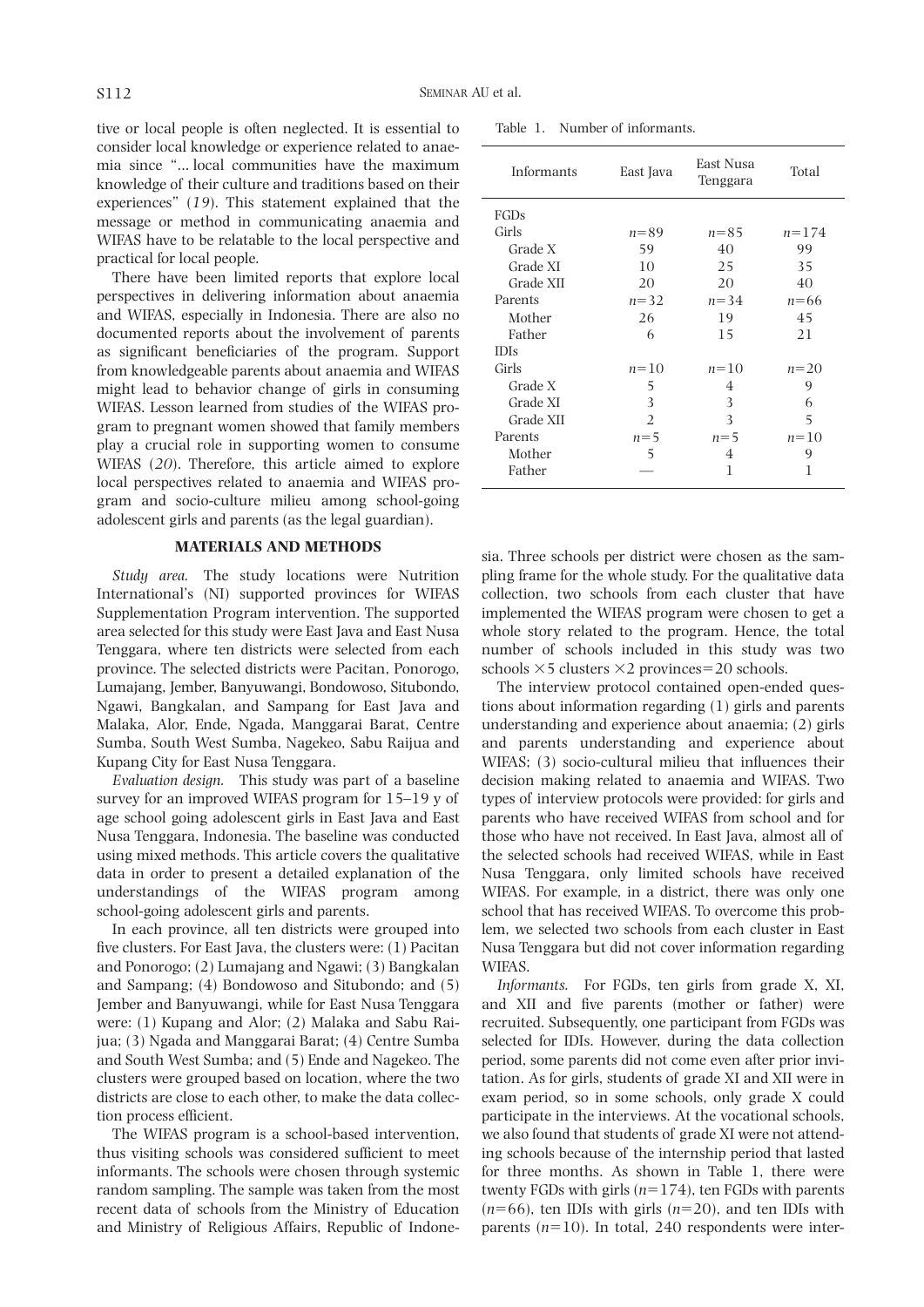tive or local people is often neglected. It is essential to consider local knowledge or experience related to anaemia since "... local communities have the maximum knowledge of their culture and traditions based on their experiences" (*19*). This statement explained that the message or method in communicating anaemia and WIFAS have to be relatable to the local perspective and practical for local people.

There have been limited reports that explore local perspectives in delivering information about anaemia and WIFAS, especially in Indonesia. There are also no documented reports about the involvement of parents as significant beneficiaries of the program. Support from knowledgeable parents about anaemia and WIFAS might lead to behavior change of girls in consuming WIFAS. Lesson learned from studies of the WIFAS program to pregnant women showed that family members play a crucial role in supporting women to consume WIFAS (*20*). Therefore, this article aimed to explore local perspectives related to anaemia and WIFAS program and socio-culture milieu among school-going adolescent girls and parents (as the legal guardian).

## MATERIALS AND METHODS

*Study area.* The study locations were Nutrition International's (NI) supported provinces for WIFAS Supplementation Program intervention. The supported area selected for this study were East Java and East Nusa Tenggara, where ten districts were selected from each province. The selected districts were Pacitan, Ponorogo, Lumajang, Jember, Banyuwangi, Bondowoso, Situbondo, Ngawi, Bangkalan, and Sampang for East Java and Malaka, Alor, Ende, Ngada, Manggarai Barat, Centre Sumba, South West Sumba, Nagekeo, Sabu Raijua and Kupang City for East Nusa Tenggara.

*Evaluation design.* This study was part of a baseline survey for an improved WIFAS program for 15–19 y of age school going adolescent girls in East Java and East Nusa Tenggara, Indonesia. The baseline was conducted using mixed methods. This article covers the qualitative data in order to present a detailed explanation of the understandings of the WIFAS program among school-going adolescent girls and parents.

In each province, all ten districts were grouped into five clusters. For East Java, the clusters were: (1) Pacitan and Ponorogo; (2) Lumajang and Ngawi; (3) Bangkalan and Sampang; (4) Bondowoso and Situbondo; and (5) Jember and Banyuwangi, while for East Nusa Tenggara were: (1) Kupang and Alor; (2) Malaka and Sabu Raijua; (3) Ngada and Manggarai Barat; (4) Centre Sumba and South West Sumba; and (5) Ende and Nagekeo. The clusters were grouped based on location, where the two districts are close to each other, to make the data collection process efficient.

The WIFAS program is a school-based intervention, thus visiting schools was considered sufficient to meet informants. The schools were chosen through systemic random sampling. The sample was taken from the most recent data of schools from the Ministry of Education and Ministry of Religious Affairs, Republic of Indonesia. Three schools per district were chosen as the sampling frame for the whole study. For the qualitative data collection, two schools from each cluster that have implemented the WIFAS program were chosen to get a whole story related to the program. Hence, the total number of schools included in this study was two schools ×5 clusters ×2 provinces=20 schools.

Table 1. Number of informants.

| Informants | East Java | East Nusa Tenggara | Total |
|---|---|---|---|
| FGDs | | | |
| Girls | $n$=89 | $n$=85 | $n$=174 |
| Grade X | 59 | 40 | 99 |
| Grade XI | 10 | 25 | 35 |
| Grade XII | 20 | 20 | 40 |
| Parents | $n$=32 | $n$=34 | $n$=66 |
| Mother | 26 | 19 | 45 |
| Father | 6 | 15 | 21 |
| IDIs | | | |
| Girls | $n$=10 | $n$=10 | $n$=20 |
| Grade X | 5 | 4 | 9 |
| Grade XI | 3 | 3 | 6 |
| Grade XII | 2 | 3 | 5 |
| Parents | $n$=5 | $n$=5 | $n$=10 |
| Mother | 5 | 4 | 9 |
| Father | — | 1 | 1 |

The interview protocol contained open-ended questions about information regarding (1) girls and parents understanding and experience about anaemia; (2) girls and parents understanding and experience about WIFAS; (3) socio-cultural milieu that influences their decision making related to anaemia and WIFAS. Two types of interview protocols were provided: for girls and parents who have received WIFAS from school and for those who have not received. In East Java, almost all of the selected schools had received WIFAS, while in East Nusa Tenggara, only limited schools have received WIFAS. For example, in a district, there was only one school that has received WIFAS. To overcome this problem, we selected two schools from each cluster in East Nusa Tenggara but did not cover information regarding WIFAS.

*Informants.* For FGDs, ten girls from grade X, XI, and XII and five parents (mother or father) were recruited. Subsequently, one participant from FGDs was selected for IDIs. However, during the data collection period, some parents did not come even after prior invitation. As for girls, students of grade XI and XII were in exam period, so in some schools, only grade X could participate in the interviews. At the vocational schools, we also found that students of grade XI were not attending schools because of the internship period that lasted for three months. As shown in Table 1, there were twenty FGDs with girls ($n$=174), ten FGDs with parents ($n$=66), ten IDIs with girls ($n$=20), and ten IDIs with parents ($n$=10). In total, 240 respondents were inter-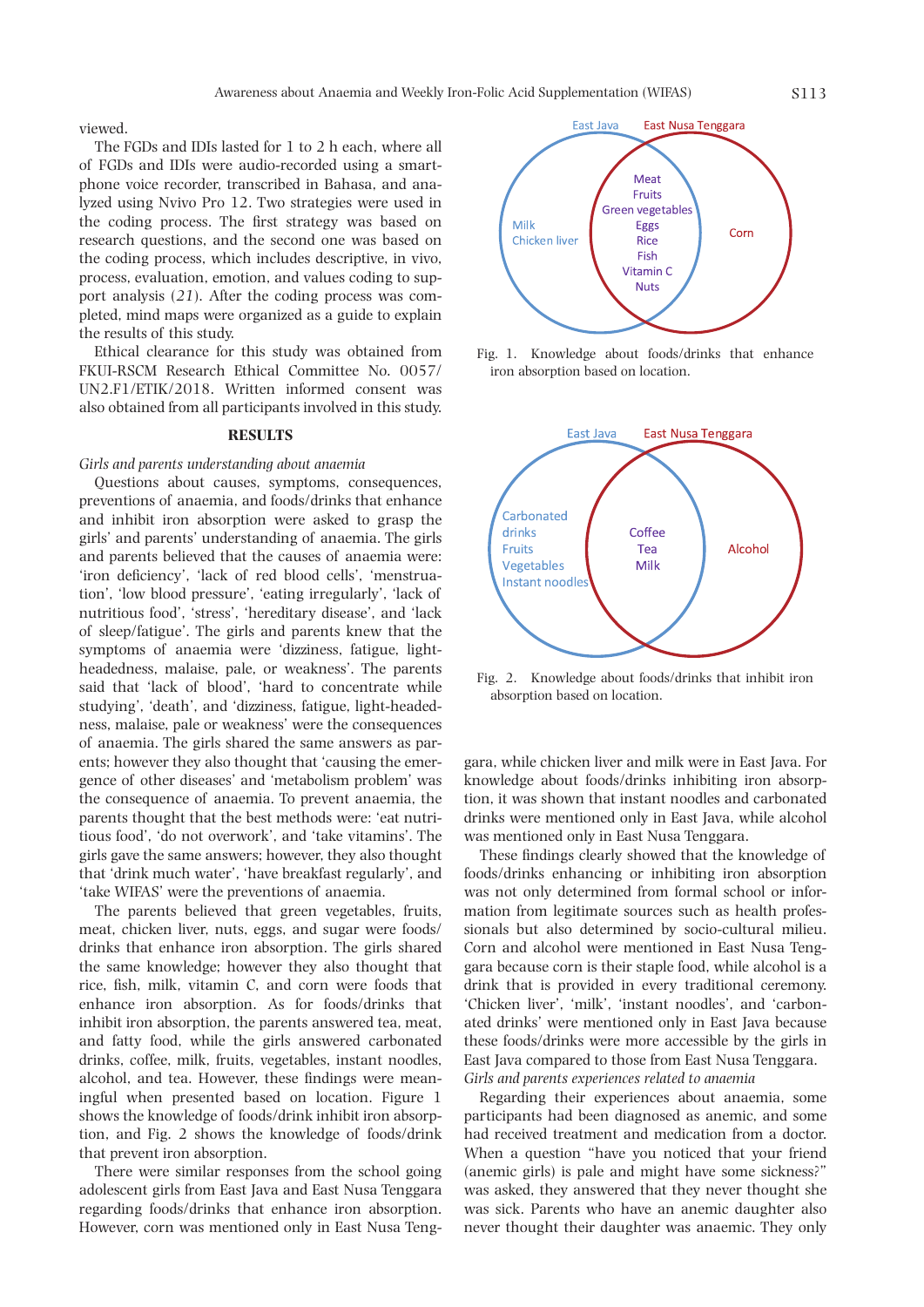viewed.

The FGDs and IDIs lasted for 1 to 2 h each, where all of FGDs and IDIs were audio-recorded using a smartphone voice recorder, transcribed in Bahasa, and analyzed using Nvivo Pro 12. Two strategies were used in the coding process. The first strategy was based on research questions, and the second one was based on the coding process, which includes descriptive, in vivo, process, evaluation, emotion, and values coding to support analysis (*21*). After the coding process was completed, mind maps were organized as a guide to explain the results of this study.

Ethical clearance for this study was obtained from FKUI-RSCM Research Ethical Committee No. 0057/UN2.F1/ETIK/2018. Written informed consent was also obtained from all participants involved in this study.

## RESULTS

*Girls and parents understanding about anaemia*

Questions about causes, symptoms, consequences, preventions of anaemia, and foods/drinks that enhance and inhibit iron absorption were asked to grasp the girls' and parents' understanding of anaemia. The girls and parents believed that the causes of anaemia were: 'iron deficiency', 'lack of red blood cells', 'menstruation', 'low blood pressure', 'eating irregularly', 'lack of nutritious food', 'stress', 'hereditary disease', and 'lack of sleep/fatigue'. The girls and parents knew that the symptoms of anaemia were 'dizziness, fatigue, light-headedness, malaise, pale, or weakness'. The parents said that 'lack of blood', 'hard to concentrate while studying', 'death', and 'dizziness, fatigue, light-headedness, malaise, pale or weakness' were the consequences of anaemia. The girls shared the same answers as parents; however they also thought that 'causing the emergence of other diseases' and 'metabolism problem' was the consequence of anaemia. To prevent anaemia, the parents thought that the best methods were: 'eat nutritious food', 'do not overwork', and 'take vitamins'. The girls gave the same answers; however, they also thought that 'drink much water', 'have breakfast regularly', and 'take WIFAS' were the preventions of anaemia.

The parents believed that green vegetables, fruits, meat, chicken liver, nuts, eggs, and sugar were foods/drinks that enhance iron absorption. The girls shared the same knowledge; however they also thought that rice, fish, milk, vitamin C, and corn were foods that enhance iron absorption. As for foods/drinks that inhibit iron absorption, the parents answered tea, meat, and fatty food, while the girls answered carbonated drinks, coffee, milk, fruits, vegetables, instant noodles, alcohol, and tea. However, these findings were meaningful when presented based on location. Figure 1 shows the knowledge of foods/drink inhibit iron absorption, and Fig. 2 shows the knowledge of foods/drink that prevent iron absorption.

There were similar responses from the school going adolescent girls from East Java and East Nusa Tenggara regarding foods/drinks that enhance iron absorption. However, corn was mentioned only in East Nusa Tenggara, while chicken liver and milk were in East Java. For knowledge about foods/drinks inhibiting iron absorption, it was shown that instant noodles and carbonated drinks were mentioned only in East Java, while alcohol was mentioned only in East Nusa Tenggara.

| East Java only | Both | East Nusa Tenggara only |
|---|---|---|
| Milk, Chicken liver | Meat, Fruits, Green vegetables, Eggs, Rice, Fish, Vitamin C, Nuts | Corn |

Fig. 1. Knowledge about foods/drinks that enhance iron absorption based on location.

| East Java only | Both | East Nusa Tenggara only |
|---|---|---|
| Carbonated drinks, Fruits, Vegetables, Instant noodles | Coffee, Tea, Milk | Alcohol |

Fig. 2. Knowledge about foods/drinks that inhibit iron absorption based on location.

These findings clearly showed that the knowledge of foods/drinks enhancing or inhibiting iron absorption was not only determined from formal school or information from legitimate sources such as health professionals but also determined by socio-cultural milieu. Corn and alcohol were mentioned in East Nusa Tenggara because corn is their staple food, while alcohol is a drink that is provided in every traditional ceremony. 'Chicken liver', 'milk', 'instant noodles', and 'carbonated drinks' were mentioned only in East Java because these foods/drinks were more accessible by the girls in East Java compared to those from East Nusa Tenggara.

*Girls and parents experiences related to anaemia*

Regarding their experiences about anaemia, some participants had been diagnosed as anemic, and some had received treatment and medication from a doctor. When a question "have you noticed that your friend (anemic girls) is pale and might have some sickness?" was asked, they answered that they never thought she was sick. Parents who have an anemic daughter also never thought their daughter was anaemic. They only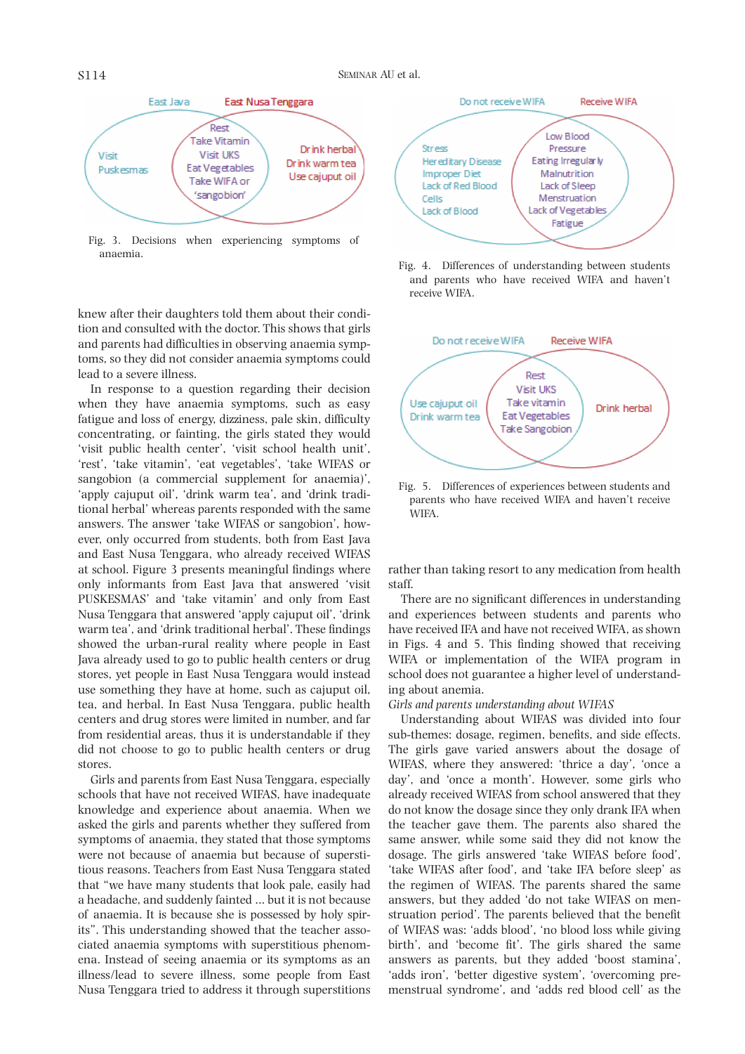East Java | East Nusa Tenggara

Visit Puskesmas | Rest, Take Vitamin, Visit UKS, Eat Vegetables, Take WIFA or 'sangobion' | Drink herbal, Drink warm tea, Use cajuput oil

Fig. 3. Decisions when experiencing symptoms of anaemia.

Do not receive WIFA | Receive WIFA

Stress, Hereditary Disease, Improper Diet, Lack of Red Blood Cells, Lack of Blood | Low Blood Pressure, Eating Irregularly, Malnutrition, Lack of Sleep, Menstruation, Lack of Vegetables, Fatigue

Fig. 4. Differences of understanding between students and parents who have received WIFA and haven't receive WIFA.

Do not receive WIFA | Receive WIFA

Use cajuput oil, Drink warm tea | Rest, Visit UKS, Take vitamin, Eat Vegetables, Take Sangobion | Drink herbal

Fig. 5. Differences of experiences between students and parents who have received WIFA and haven't receive WIFA.

knew after their daughters told them about their condition and consulted with the doctor. This shows that girls and parents had difficulties in observing anaemia symptoms, so they did not consider anaemia symptoms could lead to a severe illness.

In response to a question regarding their decision when they have anaemia symptoms, such as easy fatigue and loss of energy, dizziness, pale skin, difficulty concentrating, or fainting, the girls stated they would 'visit public health center', 'visit school health unit', 'rest', 'take vitamin', 'eat vegetables', 'take WIFAS or sangobion (a commercial supplement for anaemia)', 'apply cajuput oil', 'drink warm tea', and 'drink traditional herbal' whereas parents responded with the same answers. The answer 'take WIFAS or sangobion', however, only occurred from students, both from East Java and East Nusa Tenggara, who already received WIFAS at school. Figure 3 presents meaningful findings where only informants from East Java that answered 'visit PUSKESMAS' and 'take vitamin' and only from East Nusa Tenggara that answered 'apply cajuput oil', 'drink warm tea', and 'drink traditional herbal'. These findings showed the urban-rural reality where people in East Java already used to go to public health centers or drug stores, yet people in East Nusa Tenggara would instead use something they have at home, such as cajuput oil, tea, and herbal. In East Nusa Tenggara, public health centers and drug stores were limited in number, and far from residential areas, thus it is understandable if they did not choose to go to public health centers or drug stores.

Girls and parents from East Nusa Tenggara, especially schools that have not received WIFAS, have inadequate knowledge and experience about anaemia. When we asked the girls and parents whether they suffered from symptoms of anaemia, they stated that those symptoms were not because of anaemia but because of superstitious reasons. Teachers from East Nusa Tenggara stated that "we have many students that look pale, easily had a headache, and suddenly fainted ... but it is not because of anaemia. It is because she is possessed by holy spirits". This understanding showed that the teacher associated anaemia symptoms with superstitious phenomena. Instead of seeing anaemia or its symptoms as an illness/lead to severe illness, some people from East Nusa Tenggara tried to address it through superstitions rather than taking resort to any medication from health staff.

There are no significant differences in understanding and experiences between students and parents who have received IFA and have not received WIFA, as shown in Figs. 4 and 5. This finding showed that receiving WIFA or implementation of the WIFA program in school does not guarantee a higher level of understanding about anemia.

*Girls and parents understanding about WIFAS*

Understanding about WIFAS was divided into four sub-themes: dosage, regimen, benefits, and side effects. The girls gave varied answers about the dosage of WIFAS, where they answered: 'thrice a day', 'once a day', and 'once a month'. However, some girls who already received WIFAS from school answered that they do not know the dosage since they only drank IFA when the teacher gave them. The parents also shared the same answer, while some said they did not know the dosage. The girls answered 'take WIFAS before food', 'take WIFAS after food', and 'take IFA before sleep' as the regimen of WIFAS. The parents shared the same answers, but they added 'do not take WIFAS on menstruation period'. The parents believed that the benefit of WIFAS was: 'adds blood', 'no blood loss while giving birth', and 'become fit'. The girls shared the same answers as parents, but they added 'boost stamina', 'adds iron', 'better digestive system', 'overcoming premenstrual syndrome', and 'adds red blood cell' as the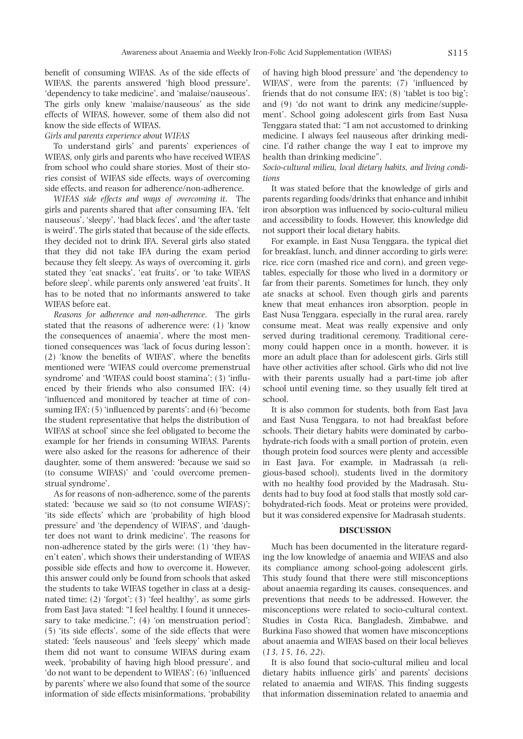benefit of consuming WIFAS. As of the side effects of WIFAS, the parents answered 'high blood pressure', 'dependency to take medicine', and 'malaise/nauseous'. The girls only knew 'malaise/nauseous' as the side effects of WIFAS, however, some of them also did not know the side effects of WIFAS.

*Girls and parents experience about WIFAS*

To understand girls' and parents' experiences of WIFAS, only girls and parents who have received WIFAS from school who could share stories. Most of their stories consist of WIFAS side effects, ways of overcoming side effects, and reason for adherence/non-adherence.

*WIFAS side effects and ways of overcoming it*. The girls and parents shared that after consuming IFA, 'felt nauseous', 'sleepy', 'had black feces', and 'the after taste is weird'. The girls stated that because of the side effects, they decided not to drink IFA. Several girls also stated that they did not take IFA during the exam period because they felt sleepy. As ways of overcoming it, girls stated they 'eat snacks', 'eat fruits', or 'to take WIFAS before sleep', while parents only answered 'eat fruits'. It has to be noted that no informants answered to take WIFAS before eat.

*Reasons for adherence and non-adherence*. The girls stated that the reasons of adherence were: (1) 'know the consequences of anaemia', where the most mentioned consequences was 'lack of focus during lesson'; (2) 'know the benefits of WIFAS', where the benefits mentioned were 'WIFAS could overcome premenstrual syndrome' and 'WIFAS could boost stamina'; (3) 'influenced by their friends who also consumed IFA'; (4) 'influenced and monitored by teacher at time of consuming IFA'; (5) 'influenced by parents'; and (6) 'become the student representative that helps the distribution of WIFAS at school' since she feel obligated to become the example for her friends in consuming WIFAS. Parents were also asked for the reasons for adherence of their daughter, some of them answered: 'because we said so (to consume WIFAS)' and 'could overcome premenstrual syndrome'.

As for reasons of non-adherence, some of the parents stated: 'because we said so (to not consume WIFAS)'; 'its side effects' which are 'probability of high blood pressure' and 'the dependency of WIFAS', and 'daughter does not want to drink medicine'. The reasons for non-adherence stated by the girls were: (1) 'they haven't eaten', which shows their understanding of WIFAS possible side effects and how to overcome it. However, this answer could only be found from schools that asked the students to take WIFAS together in class at a designated time; (2) 'forgot'; (3) 'feel healthy', as some girls from East Java stated: "I feel healthy. I found it unnecessary to take medicine."; (4) 'on menstruation period'; (5) 'its side effects', some of the side effects that were stated: 'feels nauseous' and 'feels sleepy' which made them did not want to consume WIFAS during exam week, 'probability of having high blood pressure', and 'do not want to be dependent to WIFAS'; (6) 'influenced by parents' where we also found that some of the source information of side effects misinformations, 'probability of having high blood pressure' and 'the dependency to WIFAS', were from the parents; (7) 'influenced by friends that do not consume IFA'; (8) 'tablet is too big'; and (9) 'do not want to drink any medicine/supplement'. School going adolescent girls from East Nusa Tenggara stated that: "I am not accustomed to drinking medicine. I always feel nauseous after drinking medicine. I'd rather change the way I eat to improve my health than drinking medicine".

*Socio-cultural milieu, local dietary habits, and living conditions*

It was stated before that the knowledge of girls and parents regarding foods/drinks that enhance and inhibit iron absorption was influenced by socio-cultural milieu and accessibility to foods. However, this knowledge did not support their local dietary habits.

For example, in East Nusa Tenggara, the typical diet for breakfast, lunch, and dinner according to girls were: rice, rice corn (mashed rice and corn), and green vegetables, especially for those who lived in a dormitory or far from their parents. Sometimes for lunch, they only ate snacks at school. Even though girls and parents knew that meat enhances iron absorption, people in East Nusa Tenggara, especially in the rural area, rarely consume meat. Meat was really expensive and only served during traditional ceremony. Traditional ceremony could happen once in a month, however, it is more an adult place than for adolescent girls. Girls still have other activities after school. Girls who did not live with their parents usually had a part-time job after school until evening time, so they usually felt tired at school.

It is also common for students, both from East Java and East Nusa Tenggara, to not had breakfast before schools. Their dietary habits were dominated by carbohydrate-rich foods with a small portion of protein, even though protein food sources were plenty and accessible in East Java. For example, in Madrassah (a religious-based school), students lived in the dormitory with no healthy food provided by the Madrasah. Students had to buy food at food stalls that mostly sold carbohydrated-rich foods. Meat or proteins were provided, but it was considered expensive for Madrasah students.

## DISCUSSION

Much has been documented in the literature regarding the low knowledge of anaemia and WIFAS and also its compliance among school-going adolescent girls. This study found that there were still misconceptions about anaemia regarding its causes, consequences, and preventions that needs to be addressed. However, the misconceptions were related to socio-cultural context. Studies in Costa Rica, Bangladesh, Zimbabwe, and Burkina Faso showed that women have misconceptions about anaemia and WIFAS based on their local believes (*13*, *15*, *16*, *22*).

It is also found that socio-cultural milieu and local dietary habits influence girls' and parents' decisions related to anaemia and WIFAS. This finding suggests that information dissemination related to anaemia and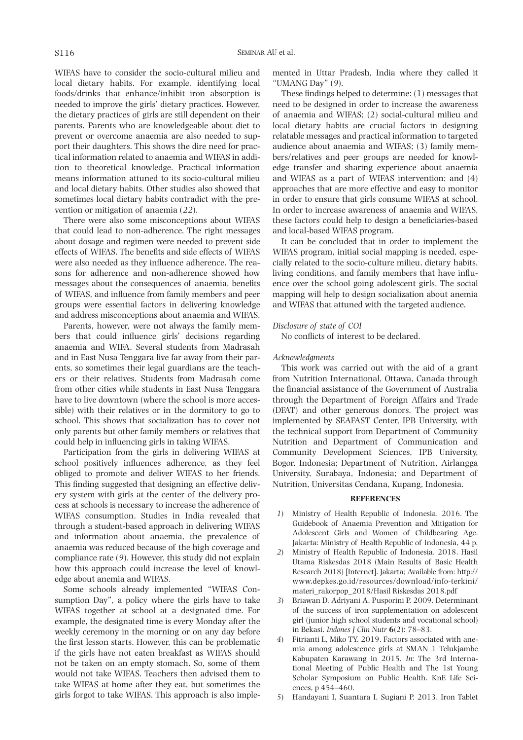WIFAS have to consider the socio-cultural milieu and local dietary habits. For example, identifying local foods/drinks that enhance/inhibit iron absorption is needed to improve the girls' dietary practices. However, the dietary practices of girls are still dependent on their parents. Parents who are knowledgeable about diet to prevent or overcome anaemia are also needed to support their daughters. This shows the dire need for practical information related to anaemia and WIFAS in addition to theoretical knowledge. Practical information means information attuned to its socio-cultural milieu and local dietary habits. Other studies also showed that sometimes local dietary habits contradict with the prevention or mitigation of anaemia (*22*).

There were also some misconceptions about WIFAS that could lead to non-adherence. The right messages about dosage and regimen were needed to prevent side effects of WIFAS. The benefits and side effects of WIFAS were also needed as they influence adherence. The reasons for adherence and non-adherence showed how messages about the consequences of anaemia, benefits of WIFAS, and influence from family members and peer groups were essential factors in delivering knowledge and address misconceptions about anaemia and WIFAS.

Parents, however, were not always the family members that could influence girls' decisions regarding anaemia and WIFA. Several students from Madrasah and in East Nusa Tenggara live far away from their parents, so sometimes their legal guardians are the teachers or their relatives. Students from Madrasah come from other cities while students in East Nusa Tenggara have to live downtown (where the school is more accessible) with their relatives or in the dormitory to go to school. This shows that socialization has to cover not only parents but other family members or relatives that could help in influencing girls in taking WIFAS.

Participation from the girls in delivering WIFAS at school positively influences adherence, as they feel obliged to promote and deliver WIFAS to her friends. This finding suggested that designing an effective delivery system with girls at the center of the delivery process at schools is necessary to increase the adherence of WIFAS consumption. Studies in India revealed that through a student-based approach in delivering WIFAS and information about anaemia, the prevalence of anaemia was reduced because of the high coverage and compliance rate (*9*). However, this study did not explain how this approach could increase the level of knowledge about anemia and WIFAS.

Some schools already implemented "WIFAS Consumption Day", a policy where the girls have to take WIFAS together at school at a designated time. For example, the designated time is every Monday after the weekly ceremony in the morning or on any day before the first lesson starts. However, this can be problematic if the girls have not eaten breakfast as WIFAS should not be taken on an empty stomach. So, some of them would not take WIFAS. Teachers then advised them to take WIFAS at home after they eat, but sometimes the girls forgot to take WIFAS. This approach is also implemented in Uttar Pradesh, India where they called it "UMANG Day" (*9*).

These findings helped to determine: (1) messages that need to be designed in order to increase the awareness of anaemia and WIFAS; (2) social-cultural milieu and local dietary habits are crucial factors in designing relatable messages and practical information to targeted audience about anaemia and WIFAS; (3) family members/relatives and peer groups are needed for knowledge transfer and sharing experience about anaemia and WIFAS as a part of WIFAS intervention; and (4) approaches that are more effective and easy to monitor in order to ensure that girls consume WIFAS at school. In order to increase awareness of anaemia and WIFAS, these factors could help to design a beneficiaries-based and local-based WIFAS program.

It can be concluded that in order to implement the WIFAS program, initial social mapping is needed, especially related to the socio-culture milieu, dietary habits, living conditions, and family members that have influence over the school going adolescent girls. The social mapping will help to design socialization about anemia and WIFAS that attuned with the targeted audience.

*Disclosure of state of COI*

No conflicts of interest to be declared.

*Acknowledgments*

This work was carried out with the aid of a grant from Nutrition International, Ottawa, Canada through the financial assistance of the Government of Australia through the Department of Foreign Affairs and Trade (DFAT) and other generous donors. The project was implemented by SEAFAST Center, IPB University, with the technical support from Department of Community Nutrition and Department of Communication and Community Development Sciences, IPB University, Bogor, Indonesia; Department of Nutrition, Airlangga University, Surabaya, Indonesia; and Department of Nutrition, Universitas Cendana, Kupang, Indonesia.

## REFERENCES

1) Ministry of Health Republic of Indonesia. 2016. The Guidebook of Anaemia Prevention and Mitigation for Adolescent Girls and Women of Childbearing Age. Jakarta: Ministry of Health Republic of Indonesia, 44 p.
2) Ministry of Health Republic of Indonesia. 2018. Hasil Utama Riskesdas 2018 (Main Results of Basic Health Research 2018) [Internet]. Jakarta; Available from: http://www.depkes.go.id/resources/download/info-terkini/materi_rakorpop_2018/Hasil Riskesdas 2018.pdf
3) Briawan D, Adriyani A, Pusporini P. 2009. Determinant of the success of iron supplementation on adolescent girl (junior high school students and vocational school) in Bekasi. *Indones J Clin Nutr* **6**(2): 78–83.
4) Fitrianti L, Miko TY. 2019. Factors associated with anemia among adolescence girls at SMAN 1 Telukjambe Kabupaten Karawang in 2015. *In*: The 3rd International Meeting of Public Health and The 1st Young Scholar Symposium on Public Health. KnE Life Sciences, p 454–460.
5) Handayani I, Suantara I, Sugiani P. 2013. Iron Tablet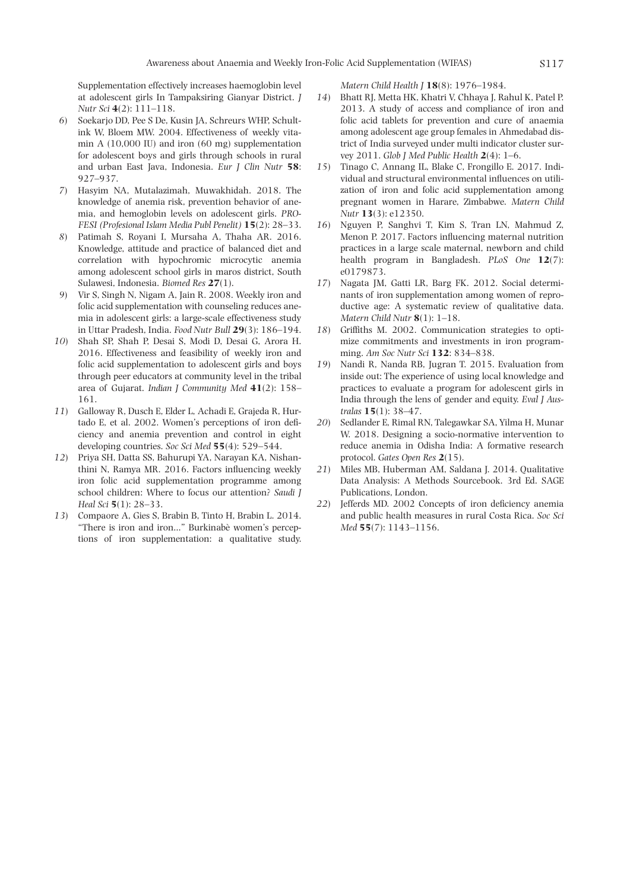Supplementation effectively increases haemoglobin level at adolescent girls In Tampaksiring Gianyar District. *J Nutr Sci* **4**(2): 111–118.

6) Soekarjo DD, Pee S De, Kusin JA, Schreurs WHP, Schultink W, Bloem MW. 2004. Effectiveness of weekly vitamin A (10,000 IU) and iron (60 mg) supplementation for adolescent boys and girls through schools in rural and urban East Java, Indonesia. *Eur J Clin Nutr* **58**: 927–937.
7) Hasyim NA, Mutalazimah, Muwakhidah. 2018. The knowledge of anemia risk, prevention behavior of anemia, and hemoglobin levels on adolescent girls. *PROFESI (Profesional Islam Media Publ Penelit)* **15**(2): 28–33.
8) Patimah S, Royani I, Mursaha A, Thaha AR. 2016. Knowledge, attitude and practice of balanced diet and correlation with hypochromic microcytic anemia among adolescent school girls in maros district, South Sulawesi, Indonesia. *Biomed Res* **27**(1).
9) Vir S, Singh N, Nigam A, Jain R. 2008. Weekly iron and folic acid supplementation with counseling reduces anemia in adolescent girls: a large-scale effectiveness study in Uttar Pradesh, India. *Food Nutr Bull* **29**(3): 186–194.
10) Shah SP, Shah P, Desai S, Modi D, Desai G, Arora H. 2016. Effectiveness and feasibility of weekly iron and folic acid supplementation to adolescent girls and boys through peer educators at community level in the tribal area of Gujarat. *Indian J Community Med* **41**(2): 158–161.
11) Galloway R, Dusch E, Elder L, Achadi E, Grajeda R, Hurtado E, et al. 2002. Women's perceptions of iron deficiency and anemia prevention and control in eight developing countries. *Soc Sci Med* **55**(4): 529–544.
12) Priya SH, Datta SS, Bahurupi YA, Narayan KA, Nishanthini N, Ramya MR. 2016. Factors influencing weekly iron folic acid supplementation programme among school children: Where to focus our attention? *Saudi J Heal Sci* **5**(1): 28–33.
13) Compaore A, Gies S, Brabin B, Tinto H, Brabin L. 2014. "There is iron and iron..." Burkinabè women's perceptions of iron supplementation: a qualitative study. *Matern Child Health J* **18**(8): 1976–1984.
14) Bhatt RJ, Metta HK, Khatri V, Chhaya J, Rahul K, Patel P. 2013. A study of access and compliance of iron and folic acid tablets for prevention and cure of anaemia among adolescent age group females in Ahmedabad district of India surveyed under multi indicator cluster survey 2011. *Glob J Med Public Health* **2**(4): 1–6.
15) Tinago C, Annang IL, Blake C, Frongillo E. 2017. Individual and structural environmental influences on utilization of iron and folic acid supplementation among pregnant women in Harare, Zimbabwe. *Matern Child Nutr* **13**(3): e12350.
16) Nguyen P, Sanghvi T, Kim S, Tran LN, Mahmud Z, Menon P. 2017. Factors influencing maternal nutrition practices in a large scale maternal, newborn and child health program in Bangladesh. *PLoS One* **12**(7): e0179873.
17) Nagata JM, Gatti LR, Barg FK. 2012. Social determinants of iron supplementation among women of reproductive age: A systematic review of qualitative data. *Matern Child Nutr* **8**(1): 1–18.
18) Griffiths M. 2002. Communication strategies to optimize commitments and investments in iron programming. *Am Soc Nutr Sci* **132**: 834–838.
19) Nandi R, Nanda RB, Jugran T. 2015. Evaluation from inside out: The experience of using local knowledge and practices to evaluate a program for adolescent girls in India through the lens of gender and equity. *Eval J Australas* **15**(1): 38–47.
20) Sedlander E, Rimal RN, Talegawkar SA, Yilma H, Munar W. 2018. Designing a socio-normative intervention to reduce anemia in Odisha India: A formative research protocol. *Gates Open Res* **2**(15).
21) Miles MB, Huberman AM, Saldana J. 2014. Qualitative Data Analysis: A Methods Sourcebook. 3rd Ed. SAGE Publications, London.
22) Jefferds MD. 2002 Concepts of iron deficiency anemia and public health measures in rural Costa Rica. *Soc Sci Med* **55**(7): 1143–1156.